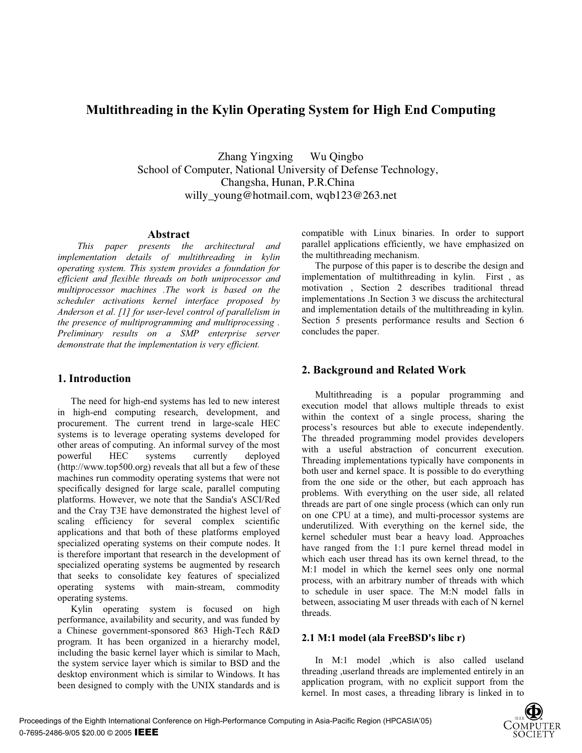# Multithreading in the Kylin Operating System for High End Computing

Zhang Yingxing  Wu Qingbo
School of Computer, National University of Defense Technology,
Changsha, Hunan, P.R.China
willy_young@hotmail.com, wqb123@263.net

## Abstract

*This paper presents the architectural and implementation details of multithreading in kylin operating system. This system provides a foundation for efficient and flexible threads on both uniprocessor and multiprocessor machines .The work is based on the scheduler activations kernel interface proposed by Anderson et al. [1] for user-level control of parallelism in the presence of multiprogramming and multiprocessing . Preliminary results on a SMP enterprise server demonstrate that the implementation is very efficient.*

## 1. Introduction

The need for high-end systems has led to new interest in high-end computing research, development, and procurement. The current trend in large-scale HEC systems is to leverage operating systems developed for other areas of computing. An informal survey of the most powerful HEC systems currently deployed (http://www.top500.org) reveals that all but a few of these machines run commodity operating systems that were not specifically designed for large scale, parallel computing platforms. However, we note that the Sandia's ASCI/Red and the Cray T3E have demonstrated the highest level of scaling efficiency for several complex scientific applications and that both of these platforms employed specialized operating systems on their compute nodes. It is therefore important that research in the development of specialized operating systems be augmented by research that seeks to consolidate key features of specialized operating systems with main-stream, commodity operating systems.

Kylin operating system is focused on high performance, availability and security, and was funded by a Chinese government-sponsored 863 High-Tech R&D program. It has been organized in a hierarchy model, including the basic kernel layer which is similar to Mach, the system service layer which is similar to BSD and the desktop environment which is similar to Windows. It has been designed to comply with the UNIX standards and is compatible with Linux binaries. In order to support parallel applications efficiently, we have emphasized on the multithreading mechanism.

The purpose of this paper is to describe the design and implementation of multithreading in kylin. First , as motivation , Section 2 describes traditional thread implementations .In Section 3 we discuss the architectural and implementation details of the multithreading in kylin. Section 5 presents performance results and Section 6 concludes the paper.

## 2. Background and Related Work

Multithreading is a popular programming and execution model that allows multiple threads to exist within the context of a single process, sharing the process's resources but able to execute independently. The threaded programming model provides developers with a useful abstraction of concurrent execution. Threading implementations typically have components in both user and kernel space. It is possible to do everything from the one side or the other, but each approach has problems. With everything on the user side, all related threads are part of one single process (which can only run on one CPU at a time), and multi-processor systems are underutilized. With everything on the kernel side, the kernel scheduler must bear a heavy load. Approaches have ranged from the 1:1 pure kernel thread model in which each user thread has its own kernel thread, to the M:1 model in which the kernel sees only one normal process, with an arbitrary number of threads with which to schedule in user space. The M:N model falls in between, associating M user threads with each of N kernel threads.

### 2.1 M:1 model (ala FreeBSD's libc r)

In M:1 model ,which is also called useland threading ,userland threads are implemented entirely in an application program, with no explicit support from the kernel. In most cases, a threading library is linked in to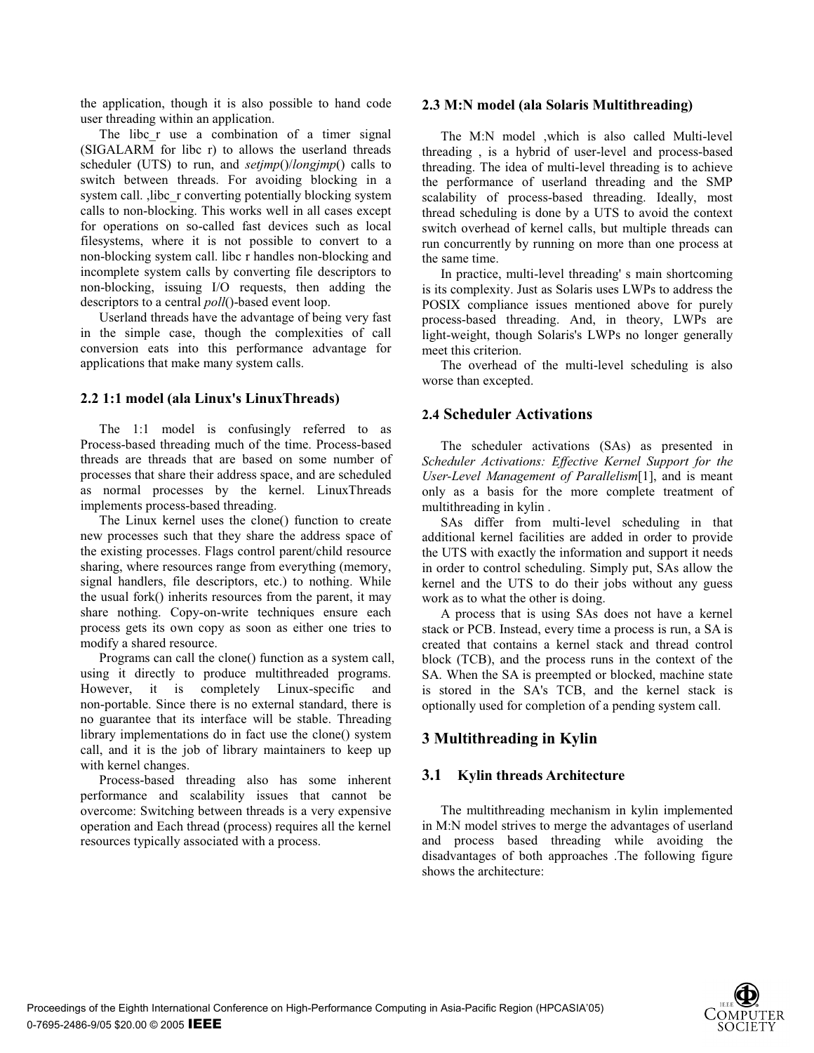the application, though it is also possible to hand code user threading within an application.

The libc_r use a combination of a timer signal (SIGALARM for libc r) to allows the userland threads scheduler (UTS) to run, and *setjmp*()/*longjmp*() calls to switch between threads. For avoiding blocking in a system call. ,libc_r converting potentially blocking system calls to non-blocking. This works well in all cases except for operations on so-called fast devices such as local filesystems, where it is not possible to convert to a non-blocking system call. libc r handles non-blocking and incomplete system calls by converting file descriptors to non-blocking, issuing I/O requests, then adding the descriptors to a central *poll*()-based event loop.

Userland threads have the advantage of being very fast in the simple case, though the complexities of call conversion eats into this performance advantage for applications that make many system calls.

### 2.2 1:1 model (ala Linux's LinuxThreads)

The 1:1 model is confusingly referred to as Process-based threading much of the time. Process-based threads are threads that are based on some number of processes that share their address space, and are scheduled as normal processes by the kernel. LinuxThreads implements process-based threading.

The Linux kernel uses the clone() function to create new processes such that they share the address space of the existing processes. Flags control parent/child resource sharing, where resources range from everything (memory, signal handlers, file descriptors, etc.) to nothing. While the usual fork() inherits resources from the parent, it may share nothing. Copy-on-write techniques ensure each process gets its own copy as soon as either one tries to modify a shared resource.

Programs can call the clone() function as a system call, using it directly to produce multithreaded programs. However, it is completely Linux-specific and non-portable. Since there is no external standard, there is no guarantee that its interface will be stable. Threading library implementations do in fact use the clone() system call, and it is the job of library maintainers to keep up with kernel changes.

Process-based threading also has some inherent performance and scalability issues that cannot be overcome: Switching between threads is a very expensive operation and Each thread (process) requires all the kernel resources typically associated with a process.

### 2.3 M:N model (ala Solaris Multithreading)

The M:N model ,which is also called Multi-level threading , is a hybrid of user-level and process-based threading. The idea of multi-level threading is to achieve the performance of userland threading and the SMP scalability of process-based threading. Ideally, most thread scheduling is done by a UTS to avoid the context switch overhead of kernel calls, but multiple threads can run concurrently by running on more than one process at the same time.

In practice, multi-level threading' s main shortcoming is its complexity. Just as Solaris uses LWPs to address the POSIX compliance issues mentioned above for purely process-based threading. And, in theory, LWPs are light-weight, though Solaris's LWPs no longer generally meet this criterion.

The overhead of the multi-level scheduling is also worse than excepted.

### 2.4 Scheduler Activations

The scheduler activations (SAs) as presented in *Scheduler Activations: Effective Kernel Support for the User-Level Management of Parallelism*[1], and is meant only as a basis for the more complete treatment of multithreading in kylin .

SAs differ from multi-level scheduling in that additional kernel facilities are added in order to provide the UTS with exactly the information and support it needs in order to control scheduling. Simply put, SAs allow the kernel and the UTS to do their jobs without any guess work as to what the other is doing.

A process that is using SAs does not have a kernel stack or PCB. Instead, every time a process is run, a SA is created that contains a kernel stack and thread control block (TCB), and the process runs in the context of the SA. When the SA is preempted or blocked, machine state is stored in the SA's TCB, and the kernel stack is optionally used for completion of a pending system call.

## 3 Multithreading in Kylin

### 3.1 Kylin threads Architecture

The multithreading mechanism in kylin implemented in M:N model strives to merge the advantages of userland and process based threading while avoiding the disadvantages of both approaches .The following figure shows the architecture: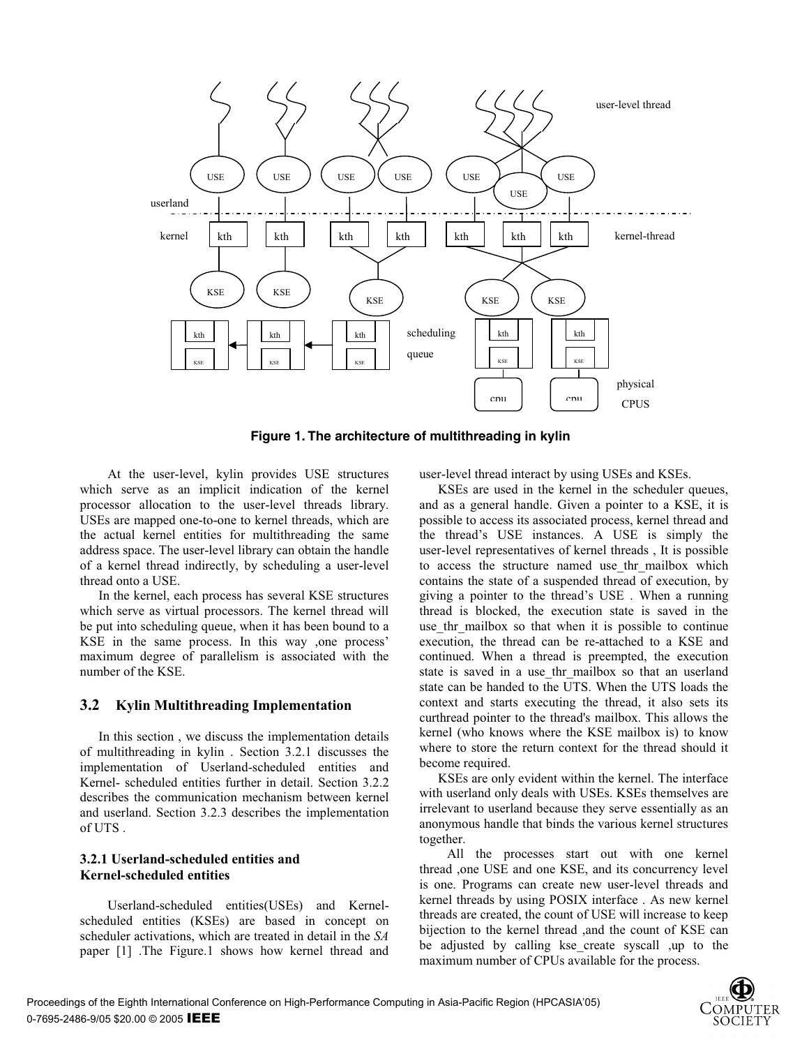**Figure 1. The architecture of multithreading in kylin**

At the user-level, kylin provides USE structures which serve as an implicit indication of the kernel processor allocation to the user-level threads library. USEs are mapped one-to-one to kernel threads, which are the actual kernel entities for multithreading the same address space. The user-level library can obtain the handle of a kernel thread indirectly, by scheduling a user-level thread onto a USE.

In the kernel, each process has several KSE structures which serve as virtual processors. The kernel thread will be put into scheduling queue, when it has been bound to a KSE in the same process. In this way ,one process' maximum degree of parallelism is associated with the number of the KSE.

## 3.2 Kylin Multithreading Implementation

In this section , we discuss the implementation details of multithreading in kylin . Section 3.2.1 discusses the implementation of Userland-scheduled entities and Kernel- scheduled entities further in detail. Section 3.2.2 describes the communication mechanism between kernel and userland. Section 3.2.3 describes the implementation of UTS .

### 3.2.1 Userland-scheduled entities and Kernel-scheduled entities

Userland-scheduled entities(USEs) and Kernel-scheduled entities (KSEs) are based in concept on scheduler activations, which are treated in detail in the *SA* paper [1] .The Figure.1 shows how kernel thread and user-level thread interact by using USEs and KSEs.

KSEs are used in the kernel in the scheduler queues, and as a general handle. Given a pointer to a KSE, it is possible to access its associated process, kernel thread and the thread's USE instances. A USE is simply the user-level representatives of kernel threads , It is possible to access the structure named use_thr_mailbox which contains the state of a suspended thread of execution, by giving a pointer to the thread's USE . When a running thread is blocked, the execution state is saved in the use_thr_mailbox so that when it is possible to continue execution, the thread can be re-attached to a KSE and continued. When a thread is preempted, the execution state is saved in a use_thr_mailbox so that an userland state can be handed to the UTS. When the UTS loads the context and starts executing the thread, it also sets its curthread pointer to the thread's mailbox. This allows the kernel (who knows where the KSE mailbox is) to know where to store the return context for the thread should it become required.

KSEs are only evident within the kernel. The interface with userland only deals with USEs. KSEs themselves are irrelevant to userland because they serve essentially as an anonymous handle that binds the various kernel structures together.

All the processes start out with one kernel thread ,one USE and one KSE, and its concurrency level is one. Programs can create new user-level threads and kernel threads by using POSIX interface . As new kernel threads are created, the count of USE will increase to keep bijection to the kernel thread ,and the count of KSE can be adjusted by calling kse_create syscall ,up to the maximum number of CPUs available for the process.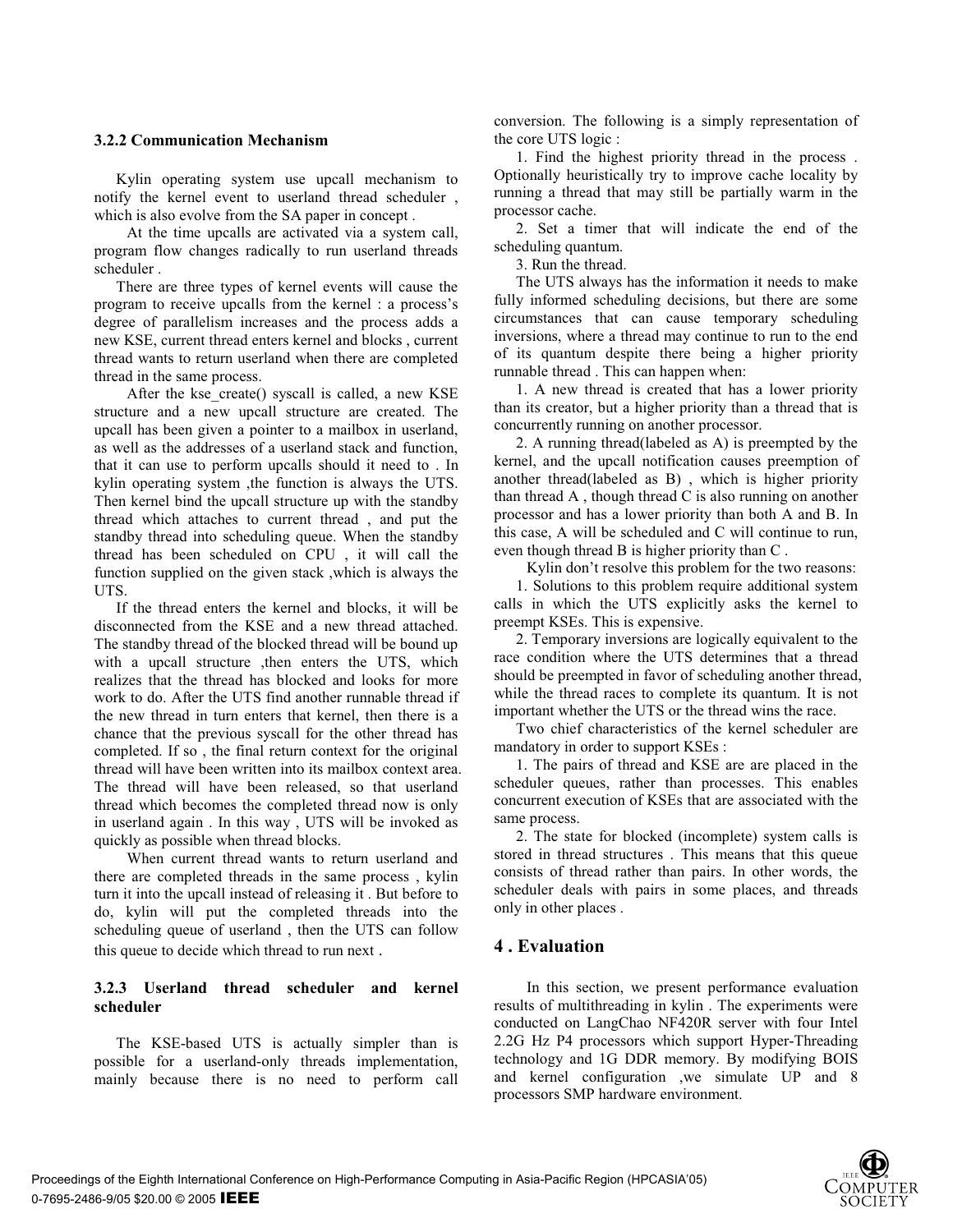### 3.2.2 Communication Mechanism

Kylin operating system use upcall mechanism to notify the kernel event to userland thread scheduler , which is also evolve from the SA paper in concept .

At the time upcalls are activated via a system call, program flow changes radically to run userland threads scheduler .

There are three types of kernel events will cause the program to receive upcalls from the kernel : a process's degree of parallelism increases and the process adds a new KSE, current thread enters kernel and blocks , current thread wants to return userland when there are completed thread in the same process.

After the kse_create() syscall is called, a new KSE structure and a new upcall structure are created. The upcall has been given a pointer to a mailbox in userland, as well as the addresses of a userland stack and function, that it can use to perform upcalls should it need to . In kylin operating system ,the function is always the UTS. Then kernel bind the upcall structure up with the standby thread which attaches to current thread , and put the standby thread into scheduling queue. When the standby thread has been scheduled on CPU , it will call the function supplied on the given stack ,which is always the UTS.

If the thread enters the kernel and blocks, it will be disconnected from the KSE and a new thread attached. The standby thread of the blocked thread will be bound up with a upcall structure ,then enters the UTS, which realizes that the thread has blocked and looks for more work to do. After the UTS find another runnable thread if the new thread in turn enters that kernel, then there is a chance that the previous syscall for the other thread has completed. If so , the final return context for the original thread will have been written into its mailbox context area. The thread will have been released, so that userland thread which becomes the completed thread now is only in userland again . In this way , UTS will be invoked as quickly as possible when thread blocks.

When current thread wants to return userland and there are completed threads in the same process , kylin turn it into the upcall instead of releasing it . But before to do, kylin will put the completed threads into the scheduling queue of userland , then the UTS can follow this queue to decide which thread to run next .

### 3.2.3 Userland thread scheduler and kernel scheduler

The KSE-based UTS is actually simpler than is possible for a userland-only threads implementation, mainly because there is no need to perform call conversion. The following is a simply representation of the core UTS logic :

1. Find the highest priority thread in the process . Optionally heuristically try to improve cache locality by running a thread that may still be partially warm in the processor cache.
2. Set a timer that will indicate the end of the scheduling quantum.
3. Run the thread.

The UTS always has the information it needs to make fully informed scheduling decisions, but there are some circumstances that can cause temporary scheduling inversions, where a thread may continue to run to the end of its quantum despite there being a higher priority runnable thread . This can happen when:

1. A new thread is created that has a lower priority than its creator, but a higher priority than a thread that is concurrently running on another processor.
2. A running thread(labeled as A) is preempted by the kernel, and the upcall notification causes preemption of another thread(labeled as B) , which is higher priority than thread A , though thread C is also running on another processor and has a lower priority than both A and B. In this case, A will be scheduled and C will continue to run, even though thread B is higher priority than C .

Kylin don't resolve this problem for the two reasons:

1. Solutions to this problem require additional system calls in which the UTS explicitly asks the kernel to preempt KSEs. This is expensive.
2. Temporary inversions are logically equivalent to the race condition where the UTS determines that a thread should be preempted in favor of scheduling another thread, while the thread races to complete its quantum. It is not important whether the UTS or the thread wins the race.

Two chief characteristics of the kernel scheduler are mandatory in order to support KSEs :

1. The pairs of thread and KSE are are placed in the scheduler queues, rather than processes. This enables concurrent execution of KSEs that are associated with the same process.
2. The state for blocked (incomplete) system calls is stored in thread structures . This means that this queue consists of thread rather than pairs. In other words, the scheduler deals with pairs in some places, and threads only in other places .

## 4 . Evaluation

In this section, we present performance evaluation results of multithreading in kylin . The experiments were conducted on LangChao NF420R server with four Intel 2.2G Hz P4 processors which support Hyper-Threading technology and 1G DDR memory. By modifying BOIS and kernel configuration ,we simulate UP and 8 processors SMP hardware environment.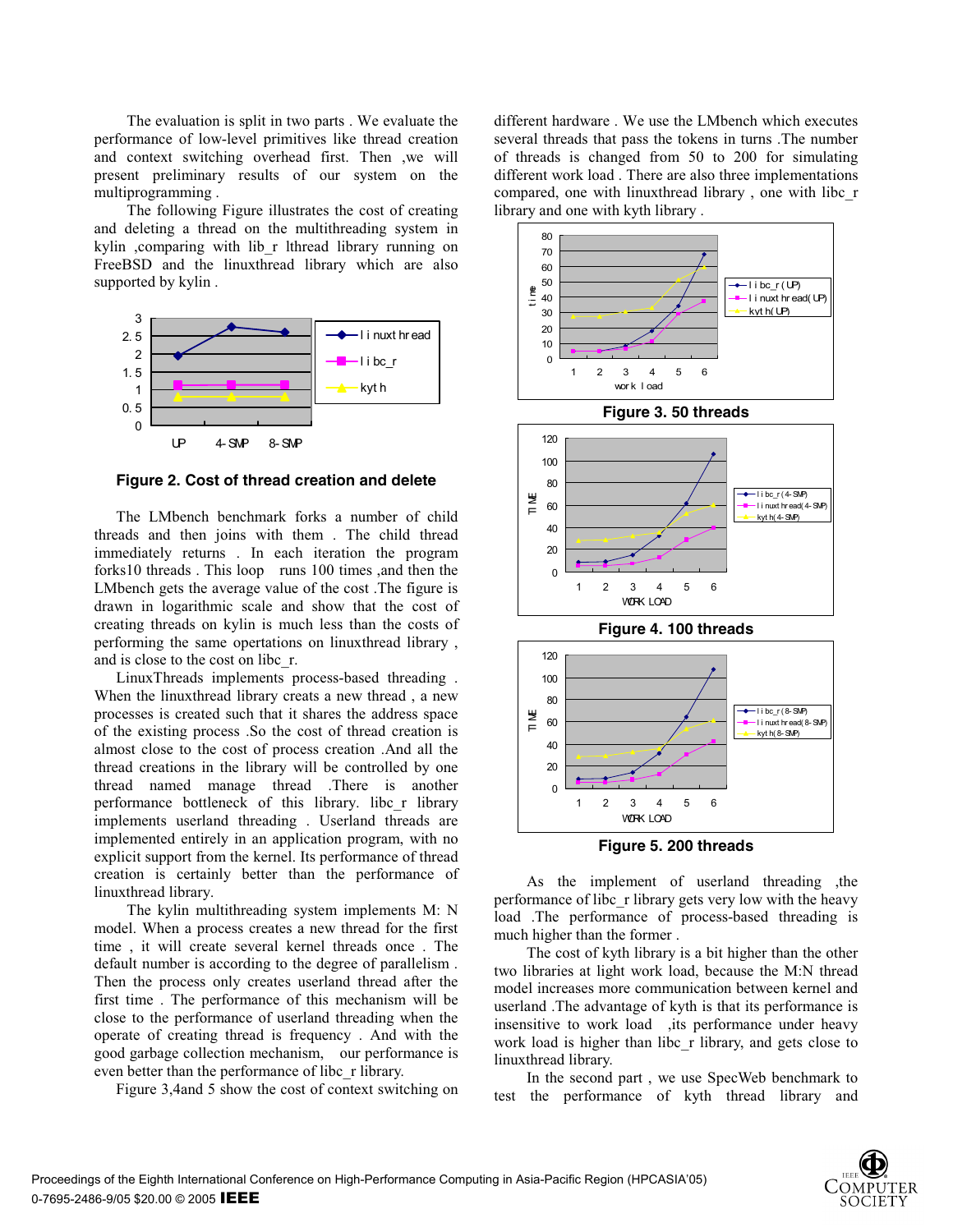The evaluation is split in two parts . We evaluate the performance of low-level primitives like thread creation and context switching overhead first. Then ,we will present preliminary results of our system on the multiprogramming .

The following Figure illustrates the cost of creating and deleting a thread on the multithreading system in kylin ,comparing with lib_r lthread library running on FreeBSD and the linuxthread library which are also supported by kylin .

**Figure 2. Cost of thread creation and delete**

The LMbench benchmark forks a number of child threads and then joins with them . The child thread immediately returns . In each iteration the program forks10 threads . This loop runs 100 times ,and then the LMbench gets the average value of the cost .The figure is drawn in logarithmic scale and show that the cost of creating threads on kylin is much less than the costs of performing the same opertations on linuxthread library , and is close to the cost on libc_r.

LinuxThreads implements process-based threading . When the linuxthread library creats a new thread , a new processes is created such that it shares the address space of the existing process .So the cost of thread creation is almost close to the cost of process creation .And all the thread creations in the library will be controlled by one thread named manage thread .There is another performance bottleneck of this library. libc_r library implements userland threading . Userland threads are implemented entirely in an application program, with no explicit support from the kernel. Its performance of thread creation is certainly better than the performance of linuxthread library.

The kylin multithreading system implements M: N model. When a process creates a new thread for the first time , it will create several kernel threads once . The default number is according to the degree of parallelism . Then the process only creates userland thread after the first time . The performance of this mechanism will be close to the performance of userland threading when the operate of creating thread is frequency . And with the good garbage collection mechanism, our performance is even better than the performance of libc_r library.

Figure 3,4and 5 show the cost of context switching on different hardware . We use the LMbench which executes several threads that pass the tokens in turns .The number of threads is changed from 50 to 200 for simulating different work load . There are also three implementations compared, one with linuxthread library , one with libc_r library and one with kyth library .

**Figure 3. 50 threads**

**Figure 4. 100 threads**

**Figure 5. 200 threads**

As the implement of userland threading ,the performance of libc_r library gets very low with the heavy load .The performance of process-based threading is much higher than the former .

The cost of kyth library is a bit higher than the other two libraries at light work load, because the M:N thread model increases more communication between kernel and userland .The advantage of kyth is that its performance is insensitive to work load ,its performance under heavy work load is higher than libc_r library, and gets close to linuxthread library.

In the second part , we use SpecWeb benchmark to test the performance of kyth thread library and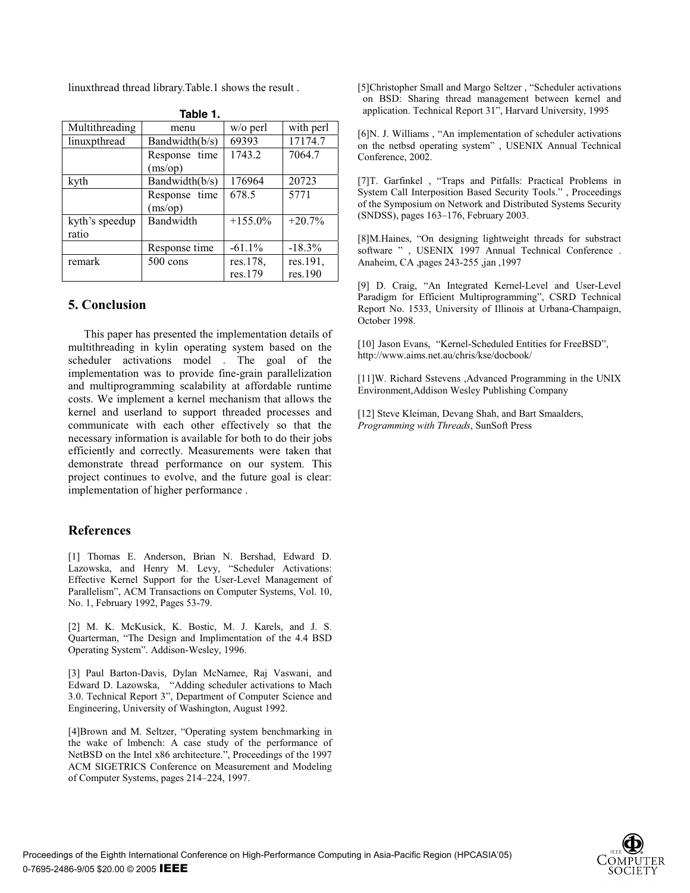linuxthread thread library.Table.1 shows the result .

**Table 1.**

| Multithreading | menu | w/o perl | with perl |
|---|---|---|---|
| linuxpthread | Bandwidth(b/s) | 69393 | 17174.7 |
| | Response time (ms/op) | 1743.2 | 7064.7 |
| kyth | Bandwidth(b/s) | 176964 | 20723 |
| | Response time (ms/op) | 678.5 | 5771 |
| kyth's speedup ratio | Bandwidth | +155.0% | +20.7% |
| | Response time | -61.1% | -18.3% |
| remark | 500 cons | res.178, res.179 | res.191, res.190 |

## 5. Conclusion

This paper has presented the implementation details of multithreading in kylin operating system based on the scheduler activations model . The goal of the implementation was to provide fine-grain parallelization and multiprogramming scalability at affordable runtime costs. We implement a kernel mechanism that allows the kernel and userland to support threaded processes and communicate with each other effectively so that the necessary information is available for both to do their jobs efficiently and correctly. Measurements were taken that demonstrate thread performance on our system. This project continues to evolve, and the future goal is clear: implementation of higher performance .

## References

[1] Thomas E. Anderson, Brian N. Bershad, Edward D. Lazowska, and Henry M. Levy, "Scheduler Activations: Effective Kernel Support for the User-Level Management of Parallelism", ACM Transactions on Computer Systems, Vol. 10, No. 1, February 1992, Pages 53-79.

[2] M. K. McKusick, K. Bostic, M. J. Karels, and J. S. Quarterman, "The Design and Implimentation of the 4.4 BSD Operating System". Addison-Wesley, 1996.

[3] Paul Barton-Davis, Dylan McNamee, Raj Vaswani, and Edward D. Lazowska, "Adding scheduler activations to Mach 3.0. Technical Report 3", Department of Computer Science and Engineering, University of Washington, August 1992.

[4]Brown and M. Seltzer, "Operating system benchmarking in the wake of lmbench: A case study of the performance of NetBSD on the Intel x86 architecture.", Proceedings of the 1997 ACM SIGETRICS Conference on Measurement and Modeling of Computer Systems, pages 214–224, 1997.

[5]Christopher Small and Margo Seltzer , "Scheduler activations on BSD: Sharing thread management between kernel and application. Technical Report 31", Harvard University, 1995

[6]N. J. Williams , "An implementation of scheduler activations on the netbsd operating system" , USENIX Annual Technical Conference, 2002.

[7]T. Garfinkel , "Traps and Pitfalls: Practical Problems in System Call Interposition Based Security Tools." , Proceedings of the Symposium on Network and Distributed Systems Security (SNDSS), pages 163–176, February 2003.

[8]M.Haines, "On designing lightweight threads for substract software " , USENIX 1997 Annual Technical Conference . Anaheim, CA ,pages 243-255 ,jan ,1997

[9] D. Craig, "An Integrated Kernel-Level and User-Level Paradigm for Efficient Multiprogramming", CSRD Technical Report No. 1533, University of Illinois at Urbana-Champaign, October 1998.

[10] Jason Evans, "Kernel-Scheduled Entities for FreeBSD", http://www.aims.net.au/chris/kse/docbook/

[11]W. Richard Sstevens ,Advanced Programming in the UNIX Environment,Addison Wesley Publishing Company

[12] Steve Kleiman, Devang Shah, and Bart Smaalders, *Programming with Threads*, SunSoft Press